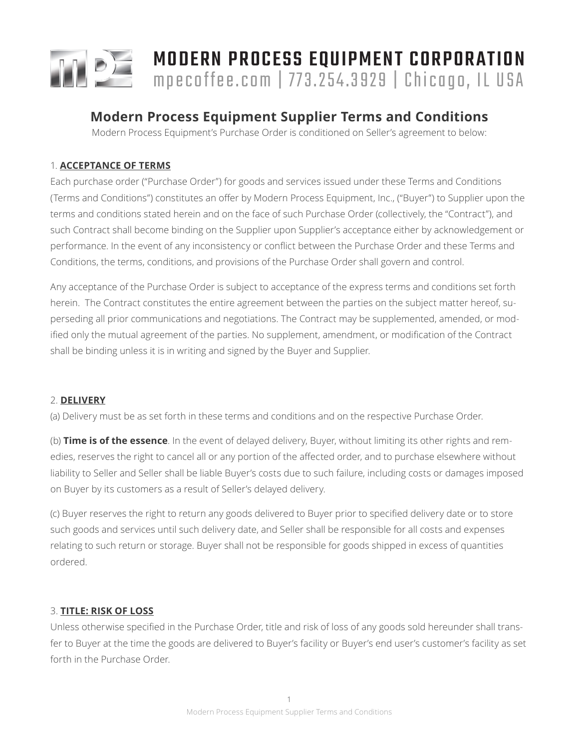# MODERN PROCESS EQUIPMENT CORPORATION

mpecoffee.com | 773.254.3929 | Chicago, IL USA

## Modern Process Equipment Supplier Terms and Conditions

Modern Process Equipment's Purchase Order is conditioned on Seller's agreement to below:

### 1. ACCEPTANCE OF TERMS

Each purchase order ("Purchase Order") for goods and services issued under these Terms and Conditions (Terms and Conditions") constitutes an offer by Modern Process Equipment, Inc., ("Buyer") to Supplier upon the terms and conditions stated herein and on the face of such Purchase Order (collectively, the "Contract"), and such Contract shall become binding on the Supplier upon Supplier's acceptance either by acknowledgement or performance. In the event of any inconsistency or conflict between the Purchase Order and these Terms and Conditions, the terms, conditions, and provisions of the Purchase Order shall govern and control.

Any acceptance of the Purchase Order is subject to acceptance of the express terms and conditions set forth herein. The Contract constitutes the entire agreement between the parties on the subject matter hereof, superseding all prior communications and negotiations. The Contract may be supplemented, amended, or modified only the mutual agreement of the parties. No supplement, amendment, or modification of the Contract shall be binding unless it is in writing and signed by the Buyer and Supplier.

### 2. DELIVERY

(a) Delivery must be as set forth in these terms and conditions and on the respective Purchase Order.

(b) **Time is of the essence**. In the event of delayed delivery, Buyer, without limiting its other rights and remedies, reserves the right to cancel all or any portion of the affected order, and to purchase elsewhere without liability to Seller and Seller shall be liable Buyer's costs due to such failure, including costs or damages imposed on Buyer by its customers as a result of Seller's delayed delivery.

(c) Buyer reserves the right to return any goods delivered to Buyer prior to specified delivery date or to store such goods and services until such delivery date, and Seller shall be responsible for all costs and expenses relating to such return or storage. Buyer shall not be responsible for goods shipped in excess of quantities ordered.

### 3. TITLE: RISK OF LOSS

Unless otherwise specified in the Purchase Order, title and risk of loss of any goods sold hereunder shall transfer to Buyer at the time the goods are delivered to Buyer's facility or Buyer's end user's customer's facility as set forth in the Purchase Order.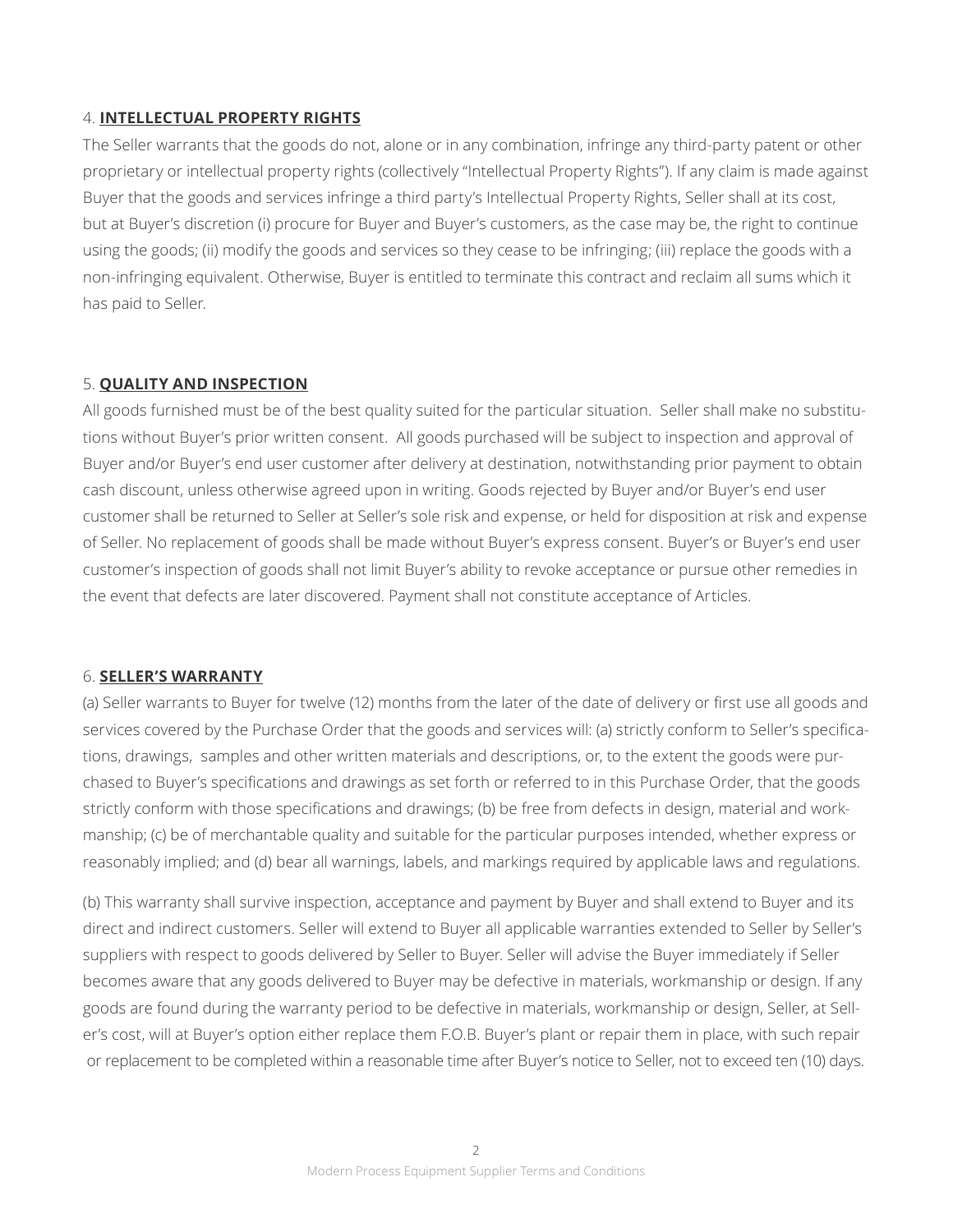4. **INTELLECTUAL PROPERTY RIGHTS**

The Seller warrants that the goods do not, alone or in any combination, infringe any third-party patent or other proprietary or intellectual property rights (collectively "Intellectual Property Rights"). If any claim is made against Buyer that the goods and services infringe a third party's Intellectual Property Rights, Seller shall at its cost, but at Buyer's discretion (i) procure for Buyer and Buyer's customers, as the case may be, the right to continue using the goods; (ii) modify the goods and services so they cease to be infringing; (iii) replace the goods with a non-infringing equivalent. Otherwise, Buyer is entitled to terminate this contract and reclaim all sums which it has paid to Seller.

5. **QUALITY AND INSPECTION**

All goods furnished must be of the best quality suited for the particular situation. Seller shall make no substitutions without Buyer's prior written consent. All goods purchased will be subject to inspection and approval of Buyer and/or Buyer's end user customer after delivery at destination, notwithstanding prior payment to obtain cash discount, unless otherwise agreed upon in writing. Goods rejected by Buyer and/or Buyer's end user customer shall be returned to Seller at Seller's sole risk and expense, or held for disposition at risk and expense of Seller. No replacement of goods shall be made without Buyer's express consent. Buyer's or Buyer's end user customer's inspection of goods shall not limit Buyer's ability to revoke acceptance or pursue other remedies in the event that defects are later discovered. Payment shall not constitute acceptance of Articles.

6. **SELLER'S WARRANTY**

(a) Seller warrants to Buyer for twelve (12) months from the later of the date of delivery or first use all goods and services covered by the Purchase Order that the goods and services will: (a) strictly conform to Seller's specifications, drawings, samples and other written materials and descriptions, or, to the extent the goods were purchased to Buyer's specifications and drawings as set forth or referred to in this Purchase Order, that the goods strictly conform with those specifications and drawings; (b) be free from defects in design, material and workmanship; (c) be of merchantable quality and suitable for the particular purposes intended, whether express or reasonably implied; and (d) bear all warnings, labels, and markings required by applicable laws and regulations.

(b) This warranty shall survive inspection, acceptance and payment by Buyer and shall extend to Buyer and its direct and indirect customers. Seller will extend to Buyer all applicable warranties extended to Seller by Seller's suppliers with respect to goods delivered by Seller to Buyer. Seller will advise the Buyer immediately if Seller becomes aware that any goods delivered to Buyer may be defective in materials, workmanship or design. If any goods are found during the warranty period to be defective in materials, workmanship or design, Seller, at Seller's cost, will at Buyer's option either replace them F.O.B. Buyer's plant or repair them in place, with such repair or replacement to be completed within a reasonable time after Buyer's notice to Seller, not to exceed ten (10) days.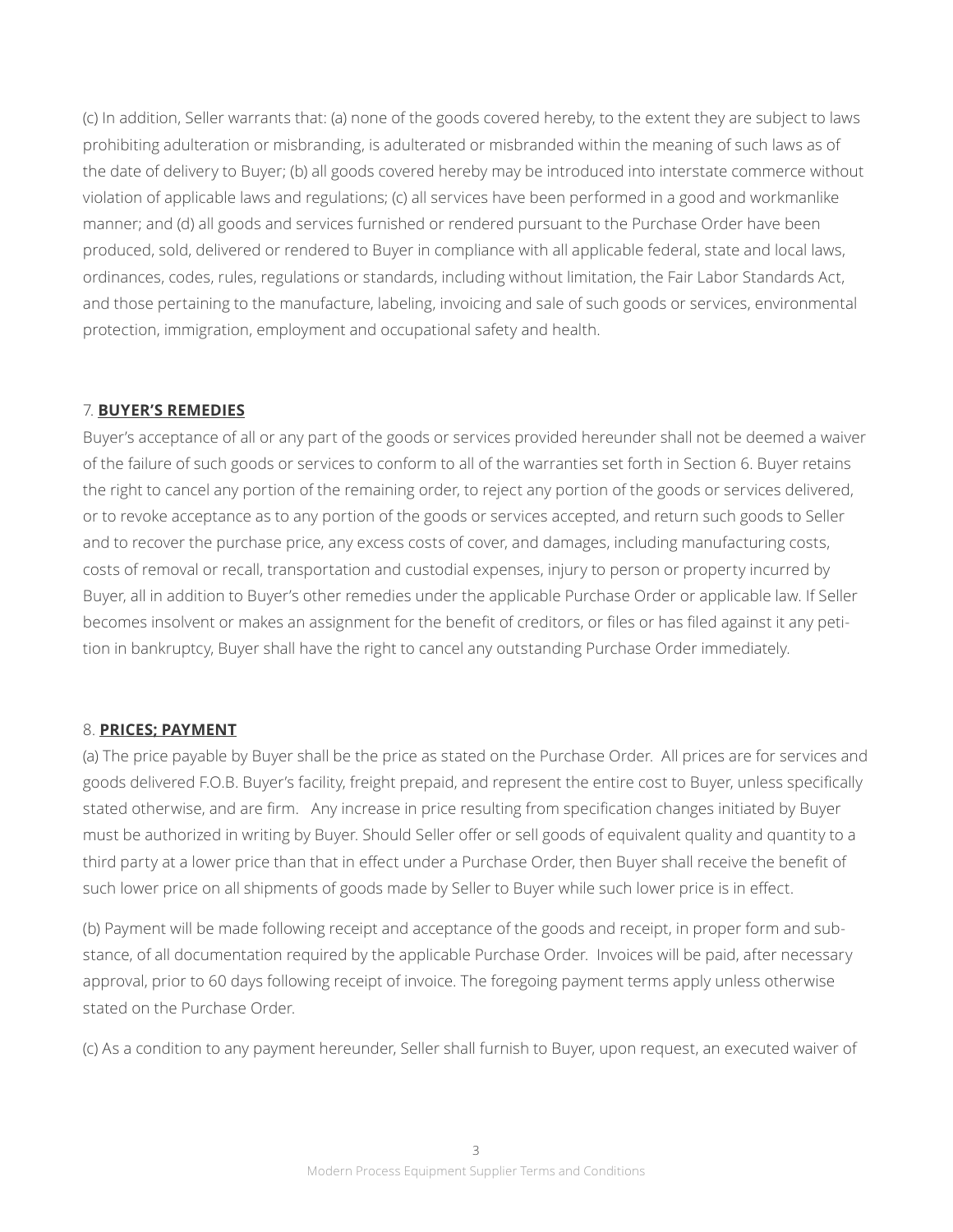(c) In addition, Seller warrants that: (a) none of the goods covered hereby, to the extent they are subject to laws prohibiting adulteration or misbranding, is adulterated or misbranded within the meaning of such laws as of the date of delivery to Buyer; (b) all goods covered hereby may be introduced into interstate commerce without violation of applicable laws and regulations; (c) all services have been performed in a good and workmanlike manner; and (d) all goods and services furnished or rendered pursuant to the Purchase Order have been produced, sold, delivered or rendered to Buyer in compliance with all applicable federal, state and local laws, ordinances, codes, rules, regulations or standards, including without limitation, the Fair Labor Standards Act, and those pertaining to the manufacture, labeling, invoicing and sale of such goods or services, environmental protection, immigration, employment and occupational safety and health.

7. **BUYER'S REMEDIES**

Buyer's acceptance of all or any part of the goods or services provided hereunder shall not be deemed a waiver of the failure of such goods or services to conform to all of the warranties set forth in Section 6. Buyer retains the right to cancel any portion of the remaining order, to reject any portion of the goods or services delivered, or to revoke acceptance as to any portion of the goods or services accepted, and return such goods to Seller and to recover the purchase price, any excess costs of cover, and damages, including manufacturing costs, costs of removal or recall, transportation and custodial expenses, injury to person or property incurred by Buyer, all in addition to Buyer's other remedies under the applicable Purchase Order or applicable law. If Seller becomes insolvent or makes an assignment for the benefit of creditors, or files or has filed against it any petition in bankruptcy, Buyer shall have the right to cancel any outstanding Purchase Order immediately.

8. **PRICES; PAYMENT**

(a) The price payable by Buyer shall be the price as stated on the Purchase Order. All prices are for services and goods delivered F.O.B. Buyer's facility, freight prepaid, and represent the entire cost to Buyer, unless specifically stated otherwise, and are firm. Any increase in price resulting from specification changes initiated by Buyer must be authorized in writing by Buyer. Should Seller offer or sell goods of equivalent quality and quantity to a third party at a lower price than that in effect under a Purchase Order, then Buyer shall receive the benefit of such lower price on all shipments of goods made by Seller to Buyer while such lower price is in effect.

(b) Payment will be made following receipt and acceptance of the goods and receipt, in proper form and substance, of all documentation required by the applicable Purchase Order. Invoices will be paid, after necessary approval, prior to 60 days following receipt of invoice. The foregoing payment terms apply unless otherwise stated on the Purchase Order.

(c) As a condition to any payment hereunder, Seller shall furnish to Buyer, upon request, an executed waiver of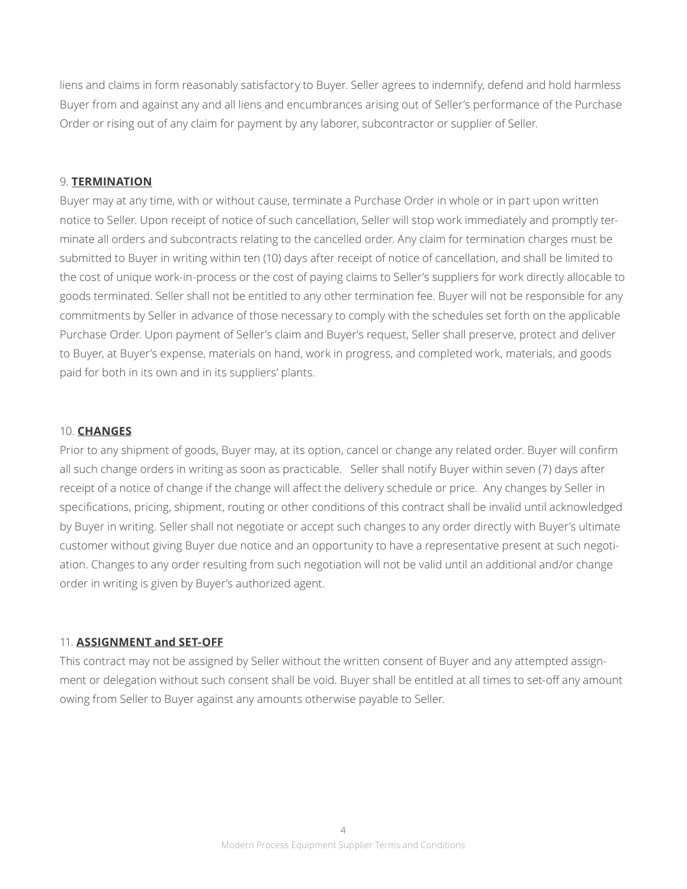liens and claims in form reasonably satisfactory to Buyer. Seller agrees to indemnify, defend and hold harmless Buyer from and against any and all liens and encumbrances arising out of Seller's performance of the Purchase Order or rising out of any claim for payment by any laborer, subcontractor or supplier of Seller.

9. **TERMINATION**

Buyer may at any time, with or without cause, terminate a Purchase Order in whole or in part upon written notice to Seller. Upon receipt of notice of such cancellation, Seller will stop work immediately and promptly terminate all orders and subcontracts relating to the cancelled order. Any claim for termination charges must be submitted to Buyer in writing within ten (10) days after receipt of notice of cancellation, and shall be limited to the cost of unique work-in-process or the cost of paying claims to Seller's suppliers for work directly allocable to goods terminated. Seller shall not be entitled to any other termination fee. Buyer will not be responsible for any commitments by Seller in advance of those necessary to comply with the schedules set forth on the applicable Purchase Order. Upon payment of Seller's claim and Buyer's request, Seller shall preserve, protect and deliver to Buyer, at Buyer's expense, materials on hand, work in progress, and completed work, materials, and goods paid for both in its own and in its suppliers' plants.

10. **CHANGES**

Prior to any shipment of goods, Buyer may, at its option, cancel or change any related order. Buyer will confirm all such change orders in writing as soon as practicable. Seller shall notify Buyer within seven (7) days after receipt of a notice of change if the change will affect the delivery schedule or price. Any changes by Seller in specifications, pricing, shipment, routing or other conditions of this contract shall be invalid until acknowledged by Buyer in writing. Seller shall not negotiate or accept such changes to any order directly with Buyer's ultimate customer without giving Buyer due notice and an opportunity to have a representative present at such negotiation. Changes to any order resulting from such negotiation will not be valid until an additional and/or change order in writing is given by Buyer's authorized agent.

11. **ASSIGNMENT and SET-OFF**

This contract may not be assigned by Seller without the written consent of Buyer and any attempted assignment or delegation without such consent shall be void. Buyer shall be entitled at all times to set-off any amount owing from Seller to Buyer against any amounts otherwise payable to Seller.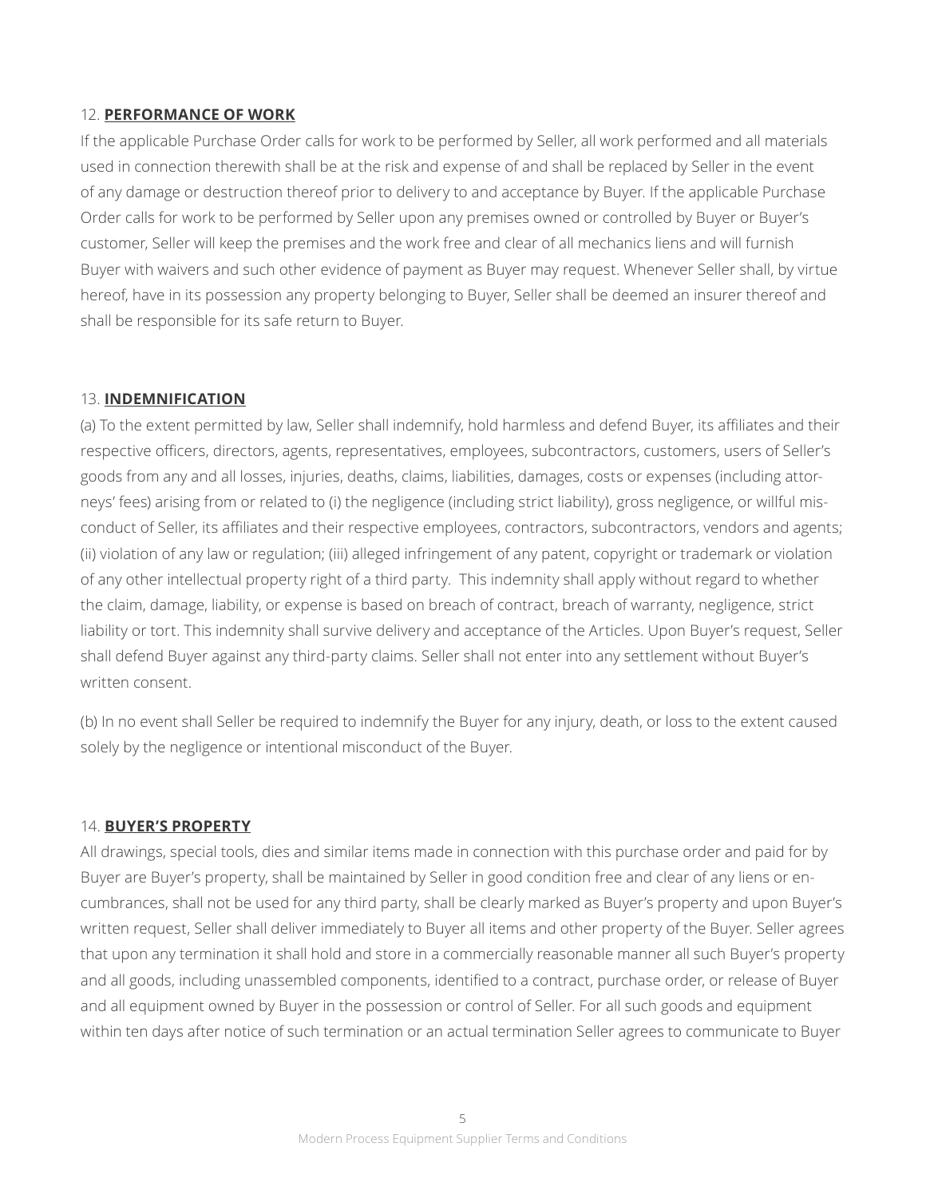12. **PERFORMANCE OF WORK**

If the applicable Purchase Order calls for work to be performed by Seller, all work performed and all materials used in connection therewith shall be at the risk and expense of and shall be replaced by Seller in the event of any damage or destruction thereof prior to delivery to and acceptance by Buyer. If the applicable Purchase Order calls for work to be performed by Seller upon any premises owned or controlled by Buyer or Buyer's customer, Seller will keep the premises and the work free and clear of all mechanics liens and will furnish Buyer with waivers and such other evidence of payment as Buyer may request. Whenever Seller shall, by virtue hereof, have in its possession any property belonging to Buyer, Seller shall be deemed an insurer thereof and shall be responsible for its safe return to Buyer.

13. **INDEMNIFICATION**

(a) To the extent permitted by law, Seller shall indemnify, hold harmless and defend Buyer, its affiliates and their respective officers, directors, agents, representatives, employees, subcontractors, customers, users of Seller's goods from any and all losses, injuries, deaths, claims, liabilities, damages, costs or expenses (including attorneys' fees) arising from or related to (i) the negligence (including strict liability), gross negligence, or willful misconduct of Seller, its affiliates and their respective employees, contractors, subcontractors, vendors and agents; (ii) violation of any law or regulation; (iii) alleged infringement of any patent, copyright or trademark or violation of any other intellectual property right of a third party. This indemnity shall apply without regard to whether the claim, damage, liability, or expense is based on breach of contract, breach of warranty, negligence, strict liability or tort. This indemnity shall survive delivery and acceptance of the Articles. Upon Buyer's request, Seller shall defend Buyer against any third-party claims. Seller shall not enter into any settlement without Buyer's written consent.

(b) In no event shall Seller be required to indemnify the Buyer for any injury, death, or loss to the extent caused solely by the negligence or intentional misconduct of the Buyer.

14. **BUYER'S PROPERTY**

All drawings, special tools, dies and similar items made in connection with this purchase order and paid for by Buyer are Buyer's property, shall be maintained by Seller in good condition free and clear of any liens or encumbrances, shall not be used for any third party, shall be clearly marked as Buyer's property and upon Buyer's written request, Seller shall deliver immediately to Buyer all items and other property of the Buyer. Seller agrees that upon any termination it shall hold and store in a commercially reasonable manner all such Buyer's property and all goods, including unassembled components, identified to a contract, purchase order, or release of Buyer and all equipment owned by Buyer in the possession or control of Seller. For all such goods and equipment within ten days after notice of such termination or an actual termination Seller agrees to communicate to Buyer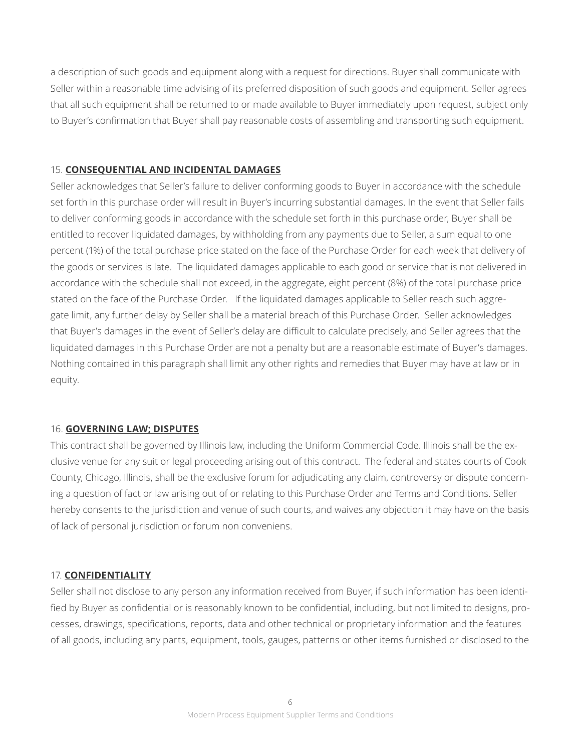a description of such goods and equipment along with a request for directions. Buyer shall communicate with Seller within a reasonable time advising of its preferred disposition of such goods and equipment. Seller agrees that all such equipment shall be returned to or made available to Buyer immediately upon request, subject only to Buyer's confirmation that Buyer shall pay reasonable costs of assembling and transporting such equipment.

15. **CONSEQUENTIAL AND INCIDENTAL DAMAGES**

Seller acknowledges that Seller's failure to deliver conforming goods to Buyer in accordance with the schedule set forth in this purchase order will result in Buyer's incurring substantial damages. In the event that Seller fails to deliver conforming goods in accordance with the schedule set forth in this purchase order, Buyer shall be entitled to recover liquidated damages, by withholding from any payments due to Seller, a sum equal to one percent (1%) of the total purchase price stated on the face of the Purchase Order for each week that delivery of the goods or services is late. The liquidated damages applicable to each good or service that is not delivered in accordance with the schedule shall not exceed, in the aggregate, eight percent (8%) of the total purchase price stated on the face of the Purchase Order. If the liquidated damages applicable to Seller reach such aggregate limit, any further delay by Seller shall be a material breach of this Purchase Order. Seller acknowledges that Buyer's damages in the event of Seller's delay are difficult to calculate precisely, and Seller agrees that the liquidated damages in this Purchase Order are not a penalty but are a reasonable estimate of Buyer's damages. Nothing contained in this paragraph shall limit any other rights and remedies that Buyer may have at law or in equity.

16. **GOVERNING LAW; DISPUTES**

This contract shall be governed by Illinois law, including the Uniform Commercial Code. Illinois shall be the exclusive venue for any suit or legal proceeding arising out of this contract. The federal and states courts of Cook County, Chicago, Illinois, shall be the exclusive forum for adjudicating any claim, controversy or dispute concerning a question of fact or law arising out of or relating to this Purchase Order and Terms and Conditions. Seller hereby consents to the jurisdiction and venue of such courts, and waives any objection it may have on the basis of lack of personal jurisdiction or forum non conveniens.

17. **CONFIDENTIALITY**

Seller shall not disclose to any person any information received from Buyer, if such information has been identified by Buyer as confidential or is reasonably known to be confidential, including, but not limited to designs, processes, drawings, specifications, reports, data and other technical or proprietary information and the features of all goods, including any parts, equipment, tools, gauges, patterns or other items furnished or disclosed to the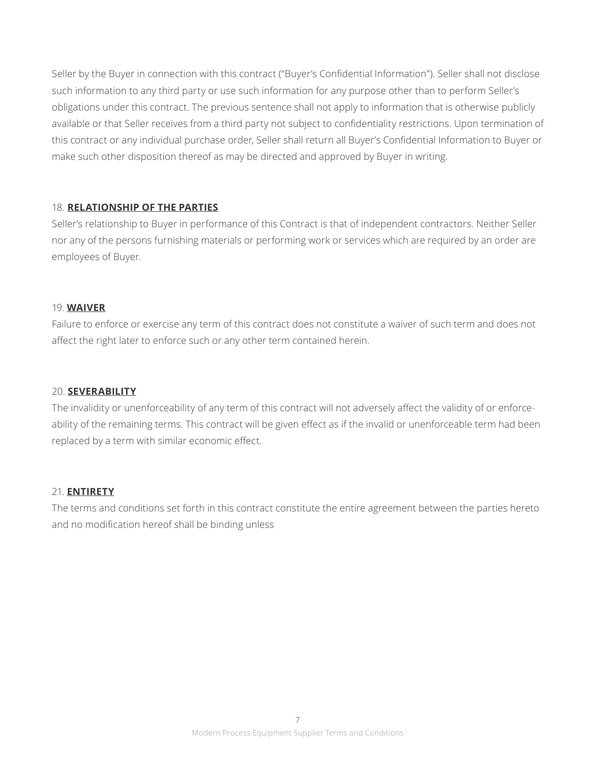Seller by the Buyer in connection with this contract ("Buyer's Confidential Information"). Seller shall not disclose such information to any third party or use such information for any purpose other than to perform Seller's obligations under this contract. The previous sentence shall not apply to information that is otherwise publicly available or that Seller receives from a third party not subject to confidentiality restrictions. Upon termination of this contract or any individual purchase order, Seller shall return all Buyer's Confidential Information to Buyer or make such other disposition thereof as may be directed and approved by Buyer in writing.

## 18. **RELATIONSHIP OF THE PARTIES**

Seller's relationship to Buyer in performance of this Contract is that of independent contractors. Neither Seller nor any of the persons furnishing materials or performing work or services which are required by an order are employees of Buyer.

## 19. **WAIVER**

Failure to enforce or exercise any term of this contract does not constitute a waiver of such term and does not affect the right later to enforce such or any other term contained herein.

## 20. **SEVERABILITY**

The invalidity or unenforceability of any term of this contract will not adversely affect the validity of or enforceability of the remaining terms. This contract will be given effect as if the invalid or unenforceable term had been replaced by a term with similar economic effect.

## 21. **ENTIRETY**

The terms and conditions set forth in this contract constitute the entire agreement between the parties hereto and no modification hereof shall be binding unless